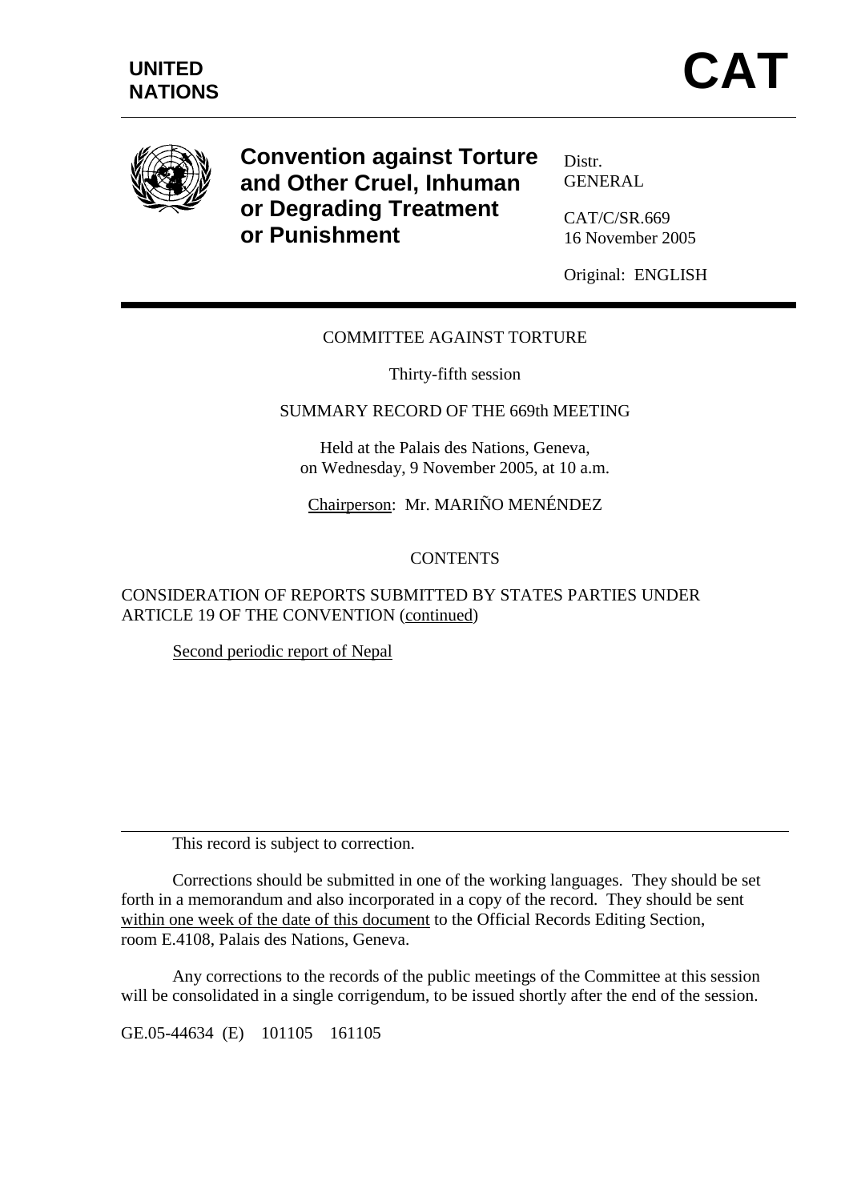**UNITED NATIONS**

# CAT

## Convention against Torture and Other Cruel, Inhuman or Degrading Treatment or Punishment

Distr.
GENERAL

CAT/C/SR.669
16 November 2005

Original: ENGLISH

COMMITTEE AGAINST TORTURE

Thirty-fifth session

SUMMARY RECORD OF THE 669th MEETING

Held at the Palais des Nations, Geneva,
on Wednesday, 9 November 2005, at 10 a.m.

Chairperson: Mr. MARIÑO MENÉNDEZ

CONTENTS

CONSIDERATION OF REPORTS SUBMITTED BY STATES PARTIES UNDER ARTICLE 19 OF THE CONVENTION (continued)

Second periodic report of Nepal

---

This record is subject to correction.

Corrections should be submitted in one of the working languages. They should be set forth in a memorandum and also incorporated in a copy of the record. They should be sent within one week of the date of this document to the Official Records Editing Section, room E.4108, Palais des Nations, Geneva.

Any corrections to the records of the public meetings of the Committee at this session will be consolidated in a single corrigendum, to be issued shortly after the end of the session.

GE.05-44634 (E) 101105 161105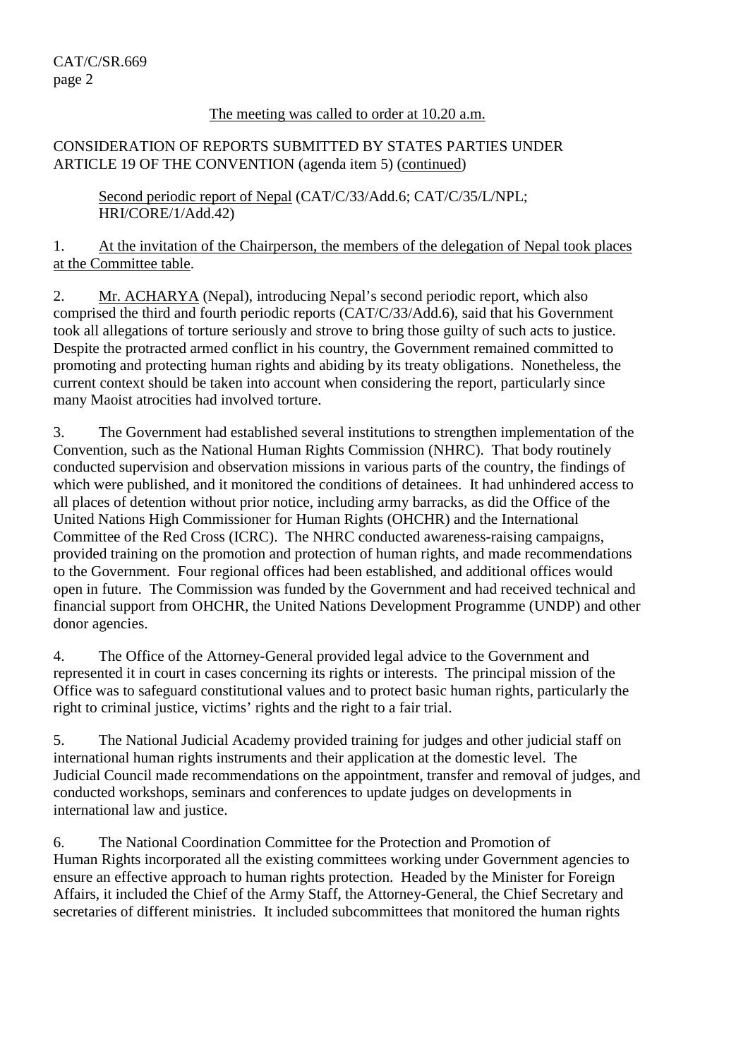The meeting was called to order at 10.20 a.m.

CONSIDERATION OF REPORTS SUBMITTED BY STATES PARTIES UNDER ARTICLE 19 OF THE CONVENTION (agenda item 5) (continued)

Second periodic report of Nepal (CAT/C/33/Add.6; CAT/C/35/L/NPL; HRI/CORE/1/Add.42)

1. At the invitation of the Chairperson, the members of the delegation of Nepal took places at the Committee table.

2. Mr. ACHARYA (Nepal), introducing Nepal's second periodic report, which also comprised the third and fourth periodic reports (CAT/C/33/Add.6), said that his Government took all allegations of torture seriously and strove to bring those guilty of such acts to justice. Despite the protracted armed conflict in his country, the Government remained committed to promoting and protecting human rights and abiding by its treaty obligations. Nonetheless, the current context should be taken into account when considering the report, particularly since many Maoist atrocities had involved torture.

3. The Government had established several institutions to strengthen implementation of the Convention, such as the National Human Rights Commission (NHRC). That body routinely conducted supervision and observation missions in various parts of the country, the findings of which were published, and it monitored the conditions of detainees. It had unhindered access to all places of detention without prior notice, including army barracks, as did the Office of the United Nations High Commissioner for Human Rights (OHCHR) and the International Committee of the Red Cross (ICRC). The NHRC conducted awareness-raising campaigns, provided training on the promotion and protection of human rights, and made recommendations to the Government. Four regional offices had been established, and additional offices would open in future. The Commission was funded by the Government and had received technical and financial support from OHCHR, the United Nations Development Programme (UNDP) and other donor agencies.

4. The Office of the Attorney-General provided legal advice to the Government and represented it in court in cases concerning its rights or interests. The principal mission of the Office was to safeguard constitutional values and to protect basic human rights, particularly the right to criminal justice, victims' rights and the right to a fair trial.

5. The National Judicial Academy provided training for judges and other judicial staff on international human rights instruments and their application at the domestic level. The Judicial Council made recommendations on the appointment, transfer and removal of judges, and conducted workshops, seminars and conferences to update judges on developments in international law and justice.

6. The National Coordination Committee for the Protection and Promotion of Human Rights incorporated all the existing committees working under Government agencies to ensure an effective approach to human rights protection. Headed by the Minister for Foreign Affairs, it included the Chief of the Army Staff, the Attorney-General, the Chief Secretary and secretaries of different ministries. It included subcommittees that monitored the human rights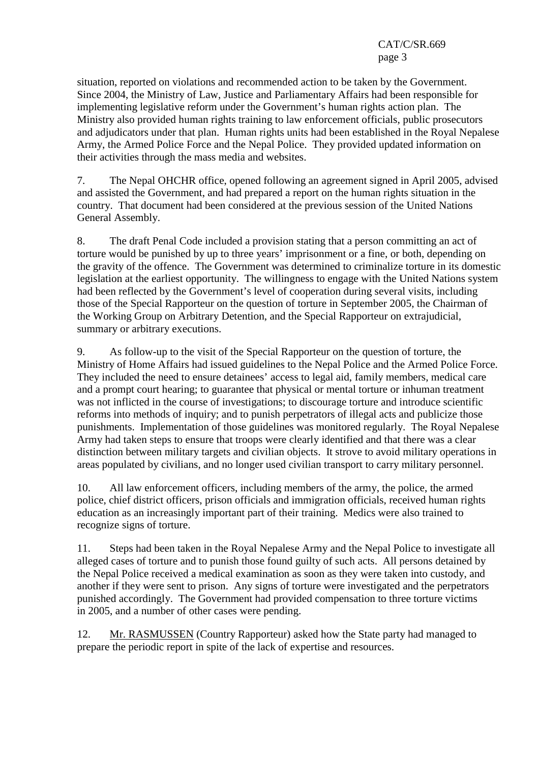situation, reported on violations and recommended action to be taken by the Government. Since 2004, the Ministry of Law, Justice and Parliamentary Affairs had been responsible for implementing legislative reform under the Government's human rights action plan. The Ministry also provided human rights training to law enforcement officials, public prosecutors and adjudicators under that plan. Human rights units had been established in the Royal Nepalese Army, the Armed Police Force and the Nepal Police. They provided updated information on their activities through the mass media and websites.

7. The Nepal OHCHR office, opened following an agreement signed in April 2005, advised and assisted the Government, and had prepared a report on the human rights situation in the country. That document had been considered at the previous session of the United Nations General Assembly.

8. The draft Penal Code included a provision stating that a person committing an act of torture would be punished by up to three years' imprisonment or a fine, or both, depending on the gravity of the offence. The Government was determined to criminalize torture in its domestic legislation at the earliest opportunity. The willingness to engage with the United Nations system had been reflected by the Government's level of cooperation during several visits, including those of the Special Rapporteur on the question of torture in September 2005, the Chairman of the Working Group on Arbitrary Detention, and the Special Rapporteur on extrajudicial, summary or arbitrary executions.

9. As follow-up to the visit of the Special Rapporteur on the question of torture, the Ministry of Home Affairs had issued guidelines to the Nepal Police and the Armed Police Force. They included the need to ensure detainees' access to legal aid, family members, medical care and a prompt court hearing; to guarantee that physical or mental torture or inhuman treatment was not inflicted in the course of investigations; to discourage torture and introduce scientific reforms into methods of inquiry; and to punish perpetrators of illegal acts and publicize those punishments. Implementation of those guidelines was monitored regularly. The Royal Nepalese Army had taken steps to ensure that troops were clearly identified and that there was a clear distinction between military targets and civilian objects. It strove to avoid military operations in areas populated by civilians, and no longer used civilian transport to carry military personnel.

10. All law enforcement officers, including members of the army, the police, the armed police, chief district officers, prison officials and immigration officials, received human rights education as an increasingly important part of their training. Medics were also trained to recognize signs of torture.

11. Steps had been taken in the Royal Nepalese Army and the Nepal Police to investigate all alleged cases of torture and to punish those found guilty of such acts. All persons detained by the Nepal Police received a medical examination as soon as they were taken into custody, and another if they were sent to prison. Any signs of torture were investigated and the perpetrators punished accordingly. The Government had provided compensation to three torture victims in 2005, and a number of other cases were pending.

12. Mr. RASMUSSEN (Country Rapporteur) asked how the State party had managed to prepare the periodic report in spite of the lack of expertise and resources.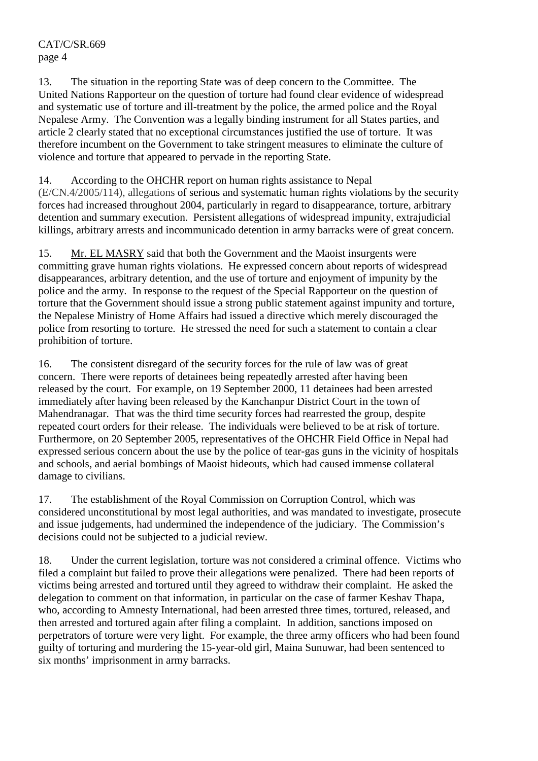13. The situation in the reporting State was of deep concern to the Committee. The United Nations Rapporteur on the question of torture had found clear evidence of widespread and systematic use of torture and ill-treatment by the police, the armed police and the Royal Nepalese Army. The Convention was a legally binding instrument for all States parties, and article 2 clearly stated that no exceptional circumstances justified the use of torture. It was therefore incumbent on the Government to take stringent measures to eliminate the culture of violence and torture that appeared to pervade in the reporting State.

14. According to the OHCHR report on human rights assistance to Nepal (E/CN.4/2005/114), allegations of serious and systematic human rights violations by the security forces had increased throughout 2004, particularly in regard to disappearance, torture, arbitrary detention and summary execution. Persistent allegations of widespread impunity, extrajudicial killings, arbitrary arrests and incommunicado detention in army barracks were of great concern.

15. Mr. EL MASRY said that both the Government and the Maoist insurgents were committing grave human rights violations. He expressed concern about reports of widespread disappearances, arbitrary detention, and the use of torture and enjoyment of impunity by the police and the army. In response to the request of the Special Rapporteur on the question of torture that the Government should issue a strong public statement against impunity and torture, the Nepalese Ministry of Home Affairs had issued a directive which merely discouraged the police from resorting to torture. He stressed the need for such a statement to contain a clear prohibition of torture.

16. The consistent disregard of the security forces for the rule of law was of great concern. There were reports of detainees being repeatedly arrested after having been released by the court. For example, on 19 September 2000, 11 detainees had been arrested immediately after having been released by the Kanchanpur District Court in the town of Mahendranagar. That was the third time security forces had rearrested the group, despite repeated court orders for their release. The individuals were believed to be at risk of torture. Furthermore, on 20 September 2005, representatives of the OHCHR Field Office in Nepal had expressed serious concern about the use by the police of tear-gas guns in the vicinity of hospitals and schools, and aerial bombings of Maoist hideouts, which had caused immense collateral damage to civilians.

17. The establishment of the Royal Commission on Corruption Control, which was considered unconstitutional by most legal authorities, and was mandated to investigate, prosecute and issue judgements, had undermined the independence of the judiciary. The Commission's decisions could not be subjected to a judicial review.

18. Under the current legislation, torture was not considered a criminal offence. Victims who filed a complaint but failed to prove their allegations were penalized. There had been reports of victims being arrested and tortured until they agreed to withdraw their complaint. He asked the delegation to comment on that information, in particular on the case of farmer Keshav Thapa, who, according to Amnesty International, had been arrested three times, tortured, released, and then arrested and tortured again after filing a complaint. In addition, sanctions imposed on perpetrators of torture were very light. For example, the three army officers who had been found guilty of torturing and murdering the 15-year-old girl, Maina Sunuwar, had been sentenced to six months' imprisonment in army barracks.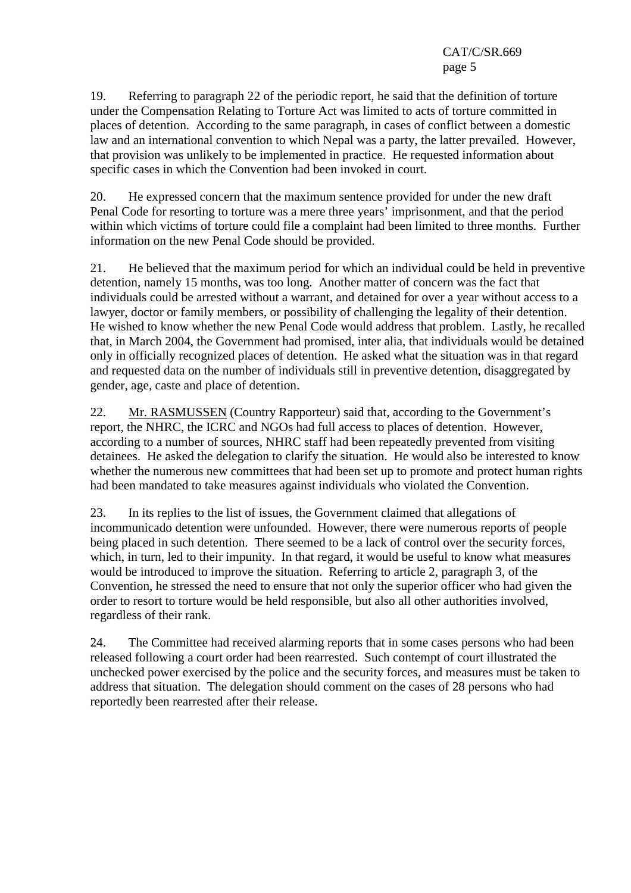19. Referring to paragraph 22 of the periodic report, he said that the definition of torture under the Compensation Relating to Torture Act was limited to acts of torture committed in places of detention. According to the same paragraph, in cases of conflict between a domestic law and an international convention to which Nepal was a party, the latter prevailed. However, that provision was unlikely to be implemented in practice. He requested information about specific cases in which the Convention had been invoked in court.

20. He expressed concern that the maximum sentence provided for under the new draft Penal Code for resorting to torture was a mere three years' imprisonment, and that the period within which victims of torture could file a complaint had been limited to three months. Further information on the new Penal Code should be provided.

21. He believed that the maximum period for which an individual could be held in preventive detention, namely 15 months, was too long. Another matter of concern was the fact that individuals could be arrested without a warrant, and detained for over a year without access to a lawyer, doctor or family members, or possibility of challenging the legality of their detention. He wished to know whether the new Penal Code would address that problem. Lastly, he recalled that, in March 2004, the Government had promised, inter alia, that individuals would be detained only in officially recognized places of detention. He asked what the situation was in that regard and requested data on the number of individuals still in preventive detention, disaggregated by gender, age, caste and place of detention.

22. Mr. RASMUSSEN (Country Rapporteur) said that, according to the Government's report, the NHRC, the ICRC and NGOs had full access to places of detention. However, according to a number of sources, NHRC staff had been repeatedly prevented from visiting detainees. He asked the delegation to clarify the situation. He would also be interested to know whether the numerous new committees that had been set up to promote and protect human rights had been mandated to take measures against individuals who violated the Convention.

23. In its replies to the list of issues, the Government claimed that allegations of incommunicado detention were unfounded. However, there were numerous reports of people being placed in such detention. There seemed to be a lack of control over the security forces, which, in turn, led to their impunity. In that regard, it would be useful to know what measures would be introduced to improve the situation. Referring to article 2, paragraph 3, of the Convention, he stressed the need to ensure that not only the superior officer who had given the order to resort to torture would be held responsible, but also all other authorities involved, regardless of their rank.

24. The Committee had received alarming reports that in some cases persons who had been released following a court order had been rearrested. Such contempt of court illustrated the unchecked power exercised by the police and the security forces, and measures must be taken to address that situation. The delegation should comment on the cases of 28 persons who had reportedly been rearrested after their release.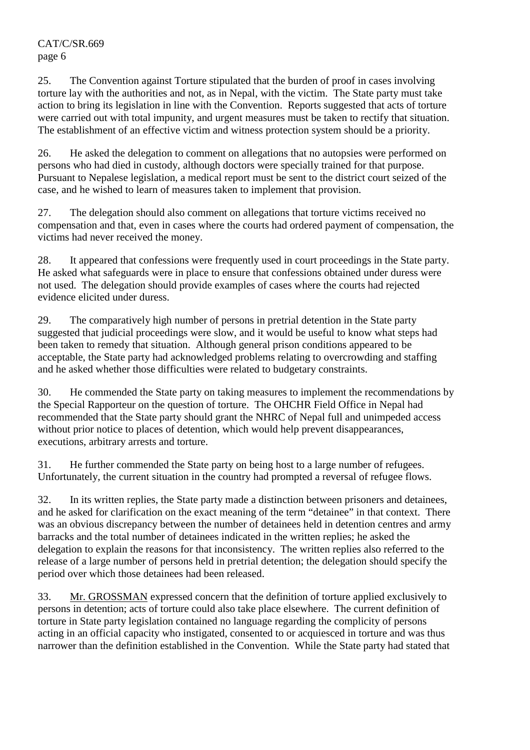25. The Convention against Torture stipulated that the burden of proof in cases involving torture lay with the authorities and not, as in Nepal, with the victim. The State party must take action to bring its legislation in line with the Convention. Reports suggested that acts of torture were carried out with total impunity, and urgent measures must be taken to rectify that situation. The establishment of an effective victim and witness protection system should be a priority.

26. He asked the delegation to comment on allegations that no autopsies were performed on persons who had died in custody, although doctors were specially trained for that purpose. Pursuant to Nepalese legislation, a medical report must be sent to the district court seized of the case, and he wished to learn of measures taken to implement that provision.

27. The delegation should also comment on allegations that torture victims received no compensation and that, even in cases where the courts had ordered payment of compensation, the victims had never received the money.

28. It appeared that confessions were frequently used in court proceedings in the State party. He asked what safeguards were in place to ensure that confessions obtained under duress were not used. The delegation should provide examples of cases where the courts had rejected evidence elicited under duress.

29. The comparatively high number of persons in pretrial detention in the State party suggested that judicial proceedings were slow, and it would be useful to know what steps had been taken to remedy that situation. Although general prison conditions appeared to be acceptable, the State party had acknowledged problems relating to overcrowding and staffing and he asked whether those difficulties were related to budgetary constraints.

30. He commended the State party on taking measures to implement the recommendations by the Special Rapporteur on the question of torture. The OHCHR Field Office in Nepal had recommended that the State party should grant the NHRC of Nepal full and unimpeded access without prior notice to places of detention, which would help prevent disappearances, executions, arbitrary arrests and torture.

31. He further commended the State party on being host to a large number of refugees. Unfortunately, the current situation in the country had prompted a reversal of refugee flows.

32. In its written replies, the State party made a distinction between prisoners and detainees, and he asked for clarification on the exact meaning of the term "detainee" in that context. There was an obvious discrepancy between the number of detainees held in detention centres and army barracks and the total number of detainees indicated in the written replies; he asked the delegation to explain the reasons for that inconsistency. The written replies also referred to the release of a large number of persons held in pretrial detention; the delegation should specify the period over which those detainees had been released.

33. Mr. GROSSMAN expressed concern that the definition of torture applied exclusively to persons in detention; acts of torture could also take place elsewhere. The current definition of torture in State party legislation contained no language regarding the complicity of persons acting in an official capacity who instigated, consented to or acquiesced in torture and was thus narrower than the definition established in the Convention. While the State party had stated that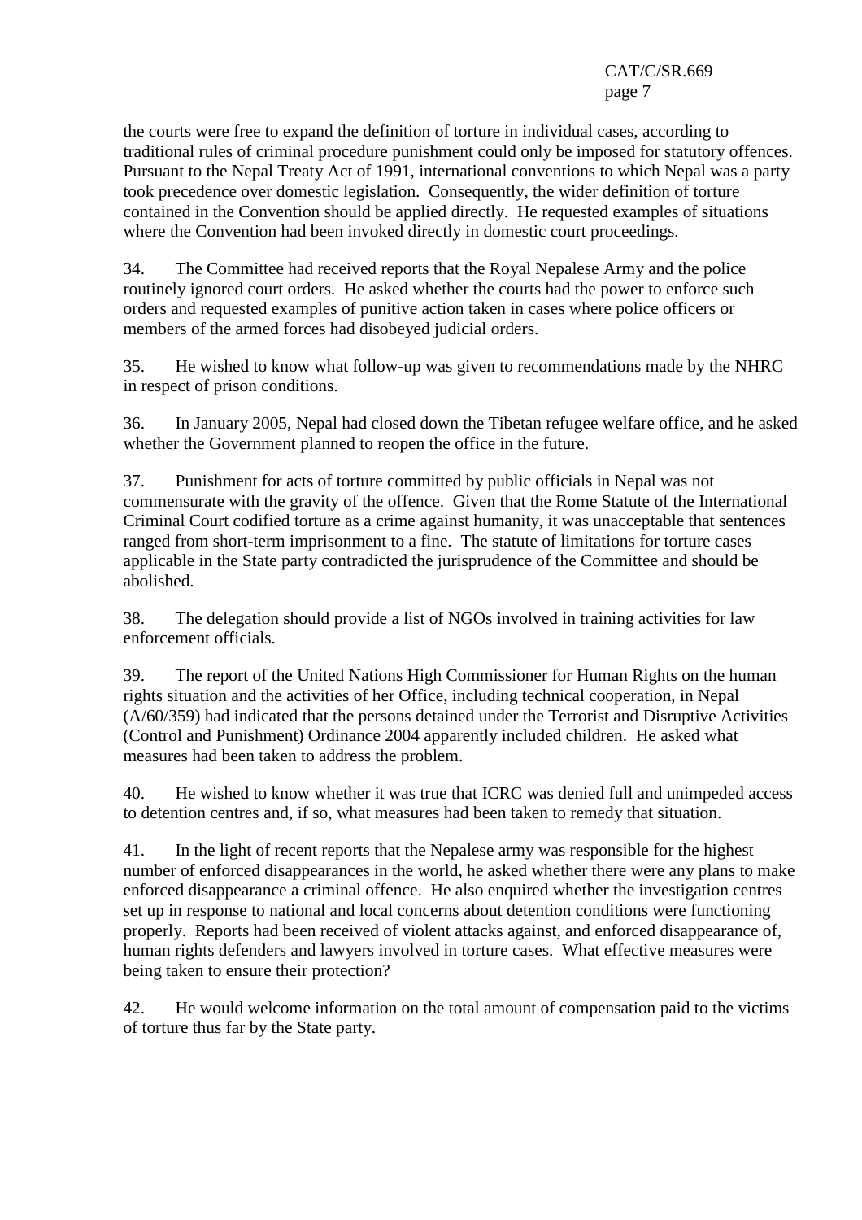the courts were free to expand the definition of torture in individual cases, according to traditional rules of criminal procedure punishment could only be imposed for statutory offences. Pursuant to the Nepal Treaty Act of 1991, international conventions to which Nepal was a party took precedence over domestic legislation. Consequently, the wider definition of torture contained in the Convention should be applied directly. He requested examples of situations where the Convention had been invoked directly in domestic court proceedings.

34. The Committee had received reports that the Royal Nepalese Army and the police routinely ignored court orders. He asked whether the courts had the power to enforce such orders and requested examples of punitive action taken in cases where police officers or members of the armed forces had disobeyed judicial orders.

35. He wished to know what follow-up was given to recommendations made by the NHRC in respect of prison conditions.

36. In January 2005, Nepal had closed down the Tibetan refugee welfare office, and he asked whether the Government planned to reopen the office in the future.

37. Punishment for acts of torture committed by public officials in Nepal was not commensurate with the gravity of the offence. Given that the Rome Statute of the International Criminal Court codified torture as a crime against humanity, it was unacceptable that sentences ranged from short-term imprisonment to a fine. The statute of limitations for torture cases applicable in the State party contradicted the jurisprudence of the Committee and should be abolished.

38. The delegation should provide a list of NGOs involved in training activities for law enforcement officials.

39. The report of the United Nations High Commissioner for Human Rights on the human rights situation and the activities of her Office, including technical cooperation, in Nepal (A/60/359) had indicated that the persons detained under the Terrorist and Disruptive Activities (Control and Punishment) Ordinance 2004 apparently included children. He asked what measures had been taken to address the problem.

40. He wished to know whether it was true that ICRC was denied full and unimpeded access to detention centres and, if so, what measures had been taken to remedy that situation.

41. In the light of recent reports that the Nepalese army was responsible for the highest number of enforced disappearances in the world, he asked whether there were any plans to make enforced disappearance a criminal offence. He also enquired whether the investigation centres set up in response to national and local concerns about detention conditions were functioning properly. Reports had been received of violent attacks against, and enforced disappearance of, human rights defenders and lawyers involved in torture cases. What effective measures were being taken to ensure their protection?

42. He would welcome information on the total amount of compensation paid to the victims of torture thus far by the State party.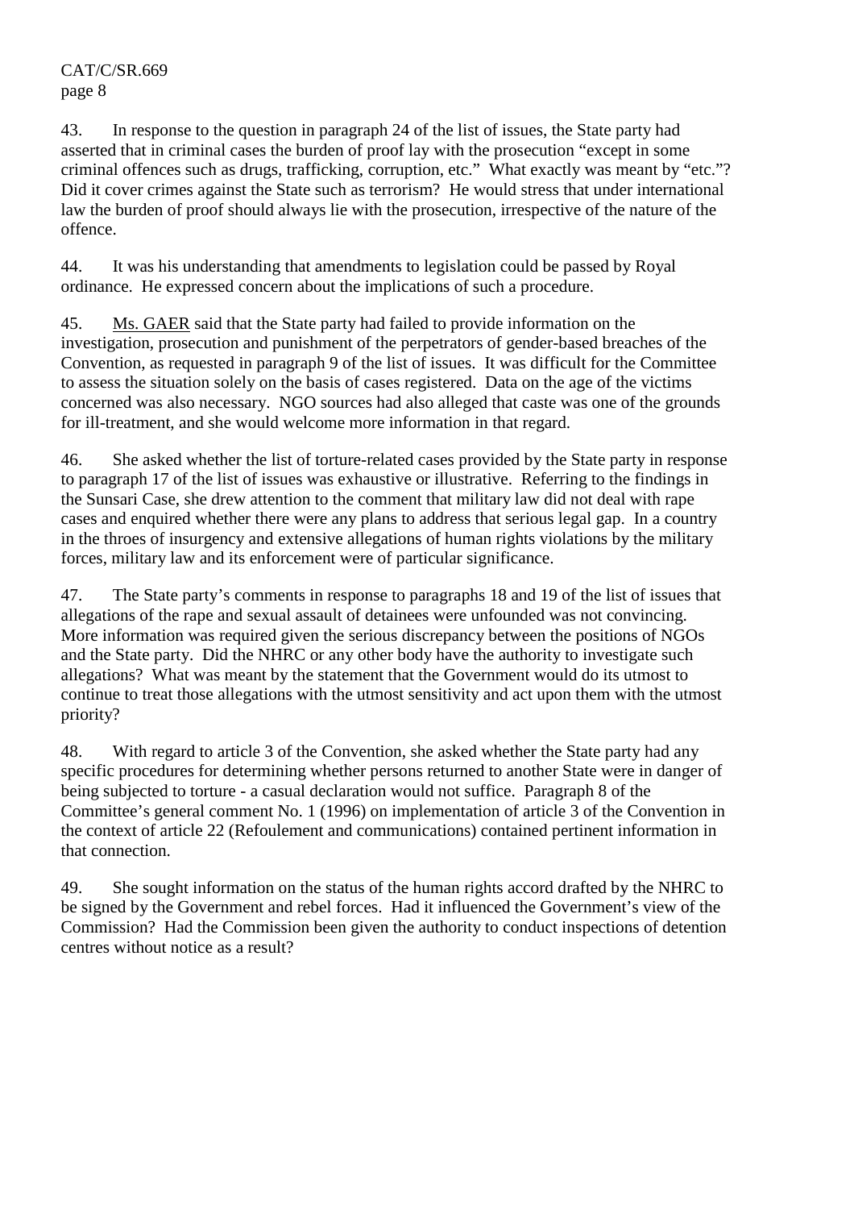43. In response to the question in paragraph 24 of the list of issues, the State party had asserted that in criminal cases the burden of proof lay with the prosecution "except in some criminal offences such as drugs, trafficking, corruption, etc." What exactly was meant by "etc."? Did it cover crimes against the State such as terrorism? He would stress that under international law the burden of proof should always lie with the prosecution, irrespective of the nature of the offence.

44. It was his understanding that amendments to legislation could be passed by Royal ordinance. He expressed concern about the implications of such a procedure.

45. Ms. GAER said that the State party had failed to provide information on the investigation, prosecution and punishment of the perpetrators of gender-based breaches of the Convention, as requested in paragraph 9 of the list of issues. It was difficult for the Committee to assess the situation solely on the basis of cases registered. Data on the age of the victims concerned was also necessary. NGO sources had also alleged that caste was one of the grounds for ill-treatment, and she would welcome more information in that regard.

46. She asked whether the list of torture-related cases provided by the State party in response to paragraph 17 of the list of issues was exhaustive or illustrative. Referring to the findings in the Sunsari Case, she drew attention to the comment that military law did not deal with rape cases and enquired whether there were any plans to address that serious legal gap. In a country in the throes of insurgency and extensive allegations of human rights violations by the military forces, military law and its enforcement were of particular significance.

47. The State party's comments in response to paragraphs 18 and 19 of the list of issues that allegations of the rape and sexual assault of detainees were unfounded was not convincing. More information was required given the serious discrepancy between the positions of NGOs and the State party. Did the NHRC or any other body have the authority to investigate such allegations? What was meant by the statement that the Government would do its utmost to continue to treat those allegations with the utmost sensitivity and act upon them with the utmost priority?

48. With regard to article 3 of the Convention, she asked whether the State party had any specific procedures for determining whether persons returned to another State were in danger of being subjected to torture - a casual declaration would not suffice. Paragraph 8 of the Committee's general comment No. 1 (1996) on implementation of article 3 of the Convention in the context of article 22 (Refoulement and communications) contained pertinent information in that connection.

49. She sought information on the status of the human rights accord drafted by the NHRC to be signed by the Government and rebel forces. Had it influenced the Government's view of the Commission? Had the Commission been given the authority to conduct inspections of detention centres without notice as a result?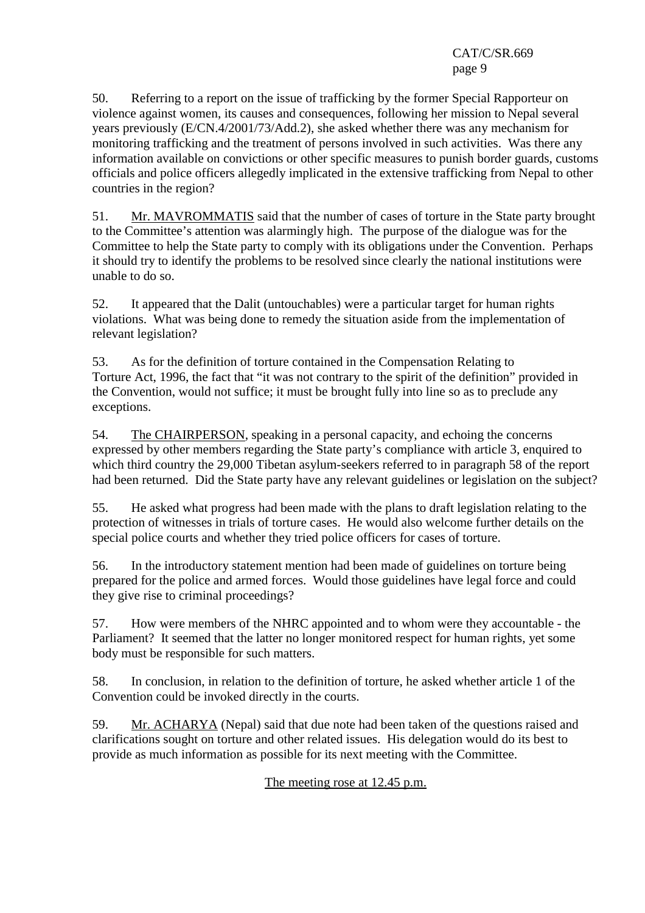50. Referring to a report on the issue of trafficking by the former Special Rapporteur on violence against women, its causes and consequences, following her mission to Nepal several years previously (E/CN.4/2001/73/Add.2), she asked whether there was any mechanism for monitoring trafficking and the treatment of persons involved in such activities. Was there any information available on convictions or other specific measures to punish border guards, customs officials and police officers allegedly implicated in the extensive trafficking from Nepal to other countries in the region?

51. Mr. MAVROMMATIS said that the number of cases of torture in the State party brought to the Committee's attention was alarmingly high. The purpose of the dialogue was for the Committee to help the State party to comply with its obligations under the Convention. Perhaps it should try to identify the problems to be resolved since clearly the national institutions were unable to do so.

52. It appeared that the Dalit (untouchables) were a particular target for human rights violations. What was being done to remedy the situation aside from the implementation of relevant legislation?

53. As for the definition of torture contained in the Compensation Relating to Torture Act, 1996, the fact that "it was not contrary to the spirit of the definition" provided in the Convention, would not suffice; it must be brought fully into line so as to preclude any exceptions.

54. The CHAIRPERSON, speaking in a personal capacity, and echoing the concerns expressed by other members regarding the State party's compliance with article 3, enquired to which third country the 29,000 Tibetan asylum-seekers referred to in paragraph 58 of the report had been returned. Did the State party have any relevant guidelines or legislation on the subject?

55. He asked what progress had been made with the plans to draft legislation relating to the protection of witnesses in trials of torture cases. He would also welcome further details on the special police courts and whether they tried police officers for cases of torture.

56. In the introductory statement mention had been made of guidelines on torture being prepared for the police and armed forces. Would those guidelines have legal force and could they give rise to criminal proceedings?

57. How were members of the NHRC appointed and to whom were they accountable - the Parliament? It seemed that the latter no longer monitored respect for human rights, yet some body must be responsible for such matters.

58. In conclusion, in relation to the definition of torture, he asked whether article 1 of the Convention could be invoked directly in the courts.

59. Mr. ACHARYA (Nepal) said that due note had been taken of the questions raised and clarifications sought on torture and other related issues. His delegation would do its best to provide as much information as possible for its next meeting with the Committee.

The meeting rose at 12.45 p.m.